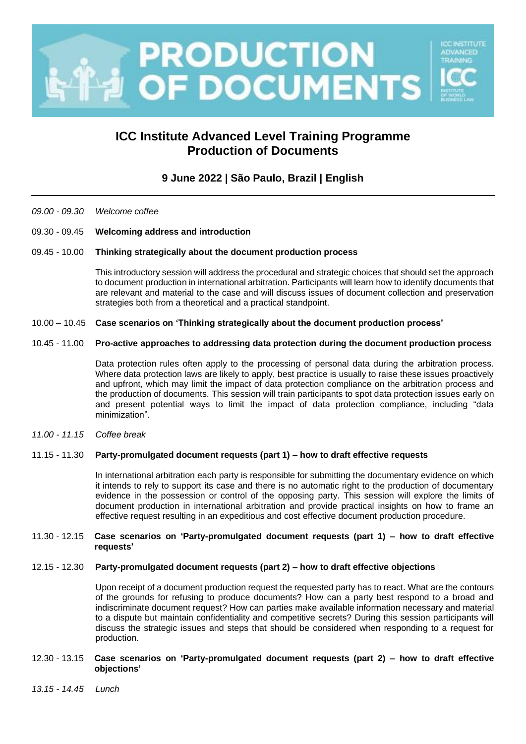# PRODUCTION OF DOCUMENTS

ICC INSTITUTE ADVANCED TRAINING

## ICC Institute Advanced Level Training Programme Production of Documents

### 9 June 2022 | São Paulo, Brazil | English

---

*09.00 - 09.30* *Welcome coffee*

09.30 - 09.45 **Welcoming address and introduction**

09.45 - 10.00 **Thinking strategically about the document production process**

This introductory session will address the procedural and strategic choices that should set the approach to document production in international arbitration. Participants will learn how to identify documents that are relevant and material to the case and will discuss issues of document collection and preservation strategies both from a theoretical and a practical standpoint.

10.00 – 10.45 **Case scenarios on 'Thinking strategically about the document production process'**

10.45 - 11.00 **Pro-active approaches to addressing data protection during the document production process**

Data protection rules often apply to the processing of personal data during the arbitration process. Where data protection laws are likely to apply, best practice is usually to raise these issues proactively and upfront, which may limit the impact of data protection compliance on the arbitration process and the production of documents. This session will train participants to spot data protection issues early on and present potential ways to limit the impact of data protection compliance, including "data minimization".

*11.00 - 11.15* *Coffee break*

11.15 - 11.30 **Party-promulgated document requests (part 1) – how to draft effective requests**

In international arbitration each party is responsible for submitting the documentary evidence on which it intends to rely to support its case and there is no automatic right to the production of documentary evidence in the possession or control of the opposing party. This session will explore the limits of document production in international arbitration and provide practical insights on how to frame an effective request resulting in an expeditious and cost effective document production procedure.

11.30 - 12.15 **Case scenarios on 'Party-promulgated document requests (part 1) – how to draft effective requests'**

12.15 - 12.30 **Party-promulgated document requests (part 2) – how to draft effective objections**

Upon receipt of a document production request the requested party has to react. What are the contours of the grounds for refusing to produce documents? How can a party best respond to a broad and indiscriminate document request? How can parties make available information necessary and material to a dispute but maintain confidentiality and competitive secrets? During this session participants will discuss the strategic issues and steps that should be considered when responding to a request for production.

12.30 - 13.15 **Case scenarios on 'Party-promulgated document requests (part 2) – how to draft effective objections'**

*13.15 - 14.45* *Lunch*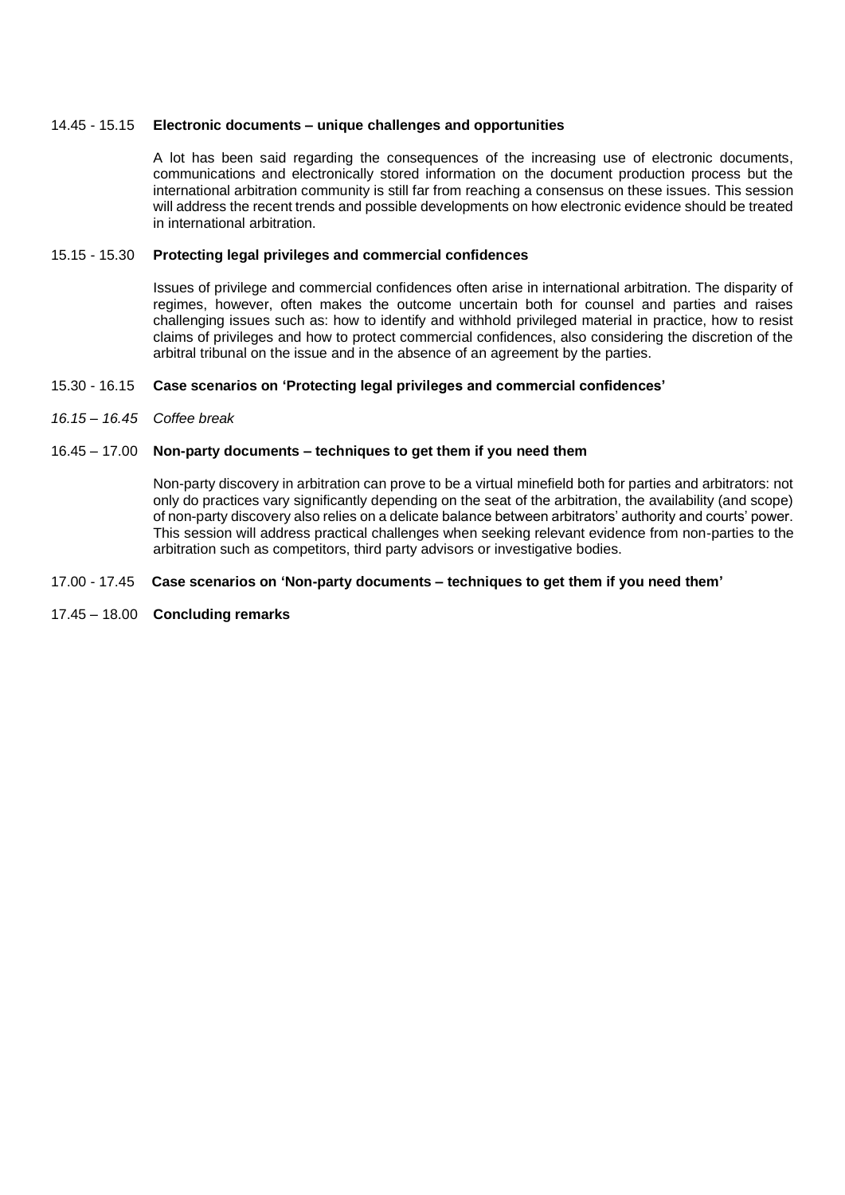14.45 - 15.15 **Electronic documents – unique challenges and opportunities**

A lot has been said regarding the consequences of the increasing use of electronic documents, communications and electronically stored information on the document production process but the international arbitration community is still far from reaching a consensus on these issues. This session will address the recent trends and possible developments on how electronic evidence should be treated in international arbitration.

15.15 - 15.30 **Protecting legal privileges and commercial confidences**

Issues of privilege and commercial confidences often arise in international arbitration. The disparity of regimes, however, often makes the outcome uncertain both for counsel and parties and raises challenging issues such as: how to identify and withhold privileged material in practice, how to resist claims of privileges and how to protect commercial confidences, also considering the discretion of the arbitral tribunal on the issue and in the absence of an agreement by the parties.

15.30 - 16.15 **Case scenarios on 'Protecting legal privileges and commercial confidences'**

*16.15 – 16.45 Coffee break*

16.45 – 17.00 **Non-party documents – techniques to get them if you need them**

Non-party discovery in arbitration can prove to be a virtual minefield both for parties and arbitrators: not only do practices vary significantly depending on the seat of the arbitration, the availability (and scope) of non-party discovery also relies on a delicate balance between arbitrators' authority and courts' power. This session will address practical challenges when seeking relevant evidence from non-parties to the arbitration such as competitors, third party advisors or investigative bodies.

17.00 - 17.45 **Case scenarios on 'Non-party documents – techniques to get them if you need them'**

17.45 – 18.00 **Concluding remarks**